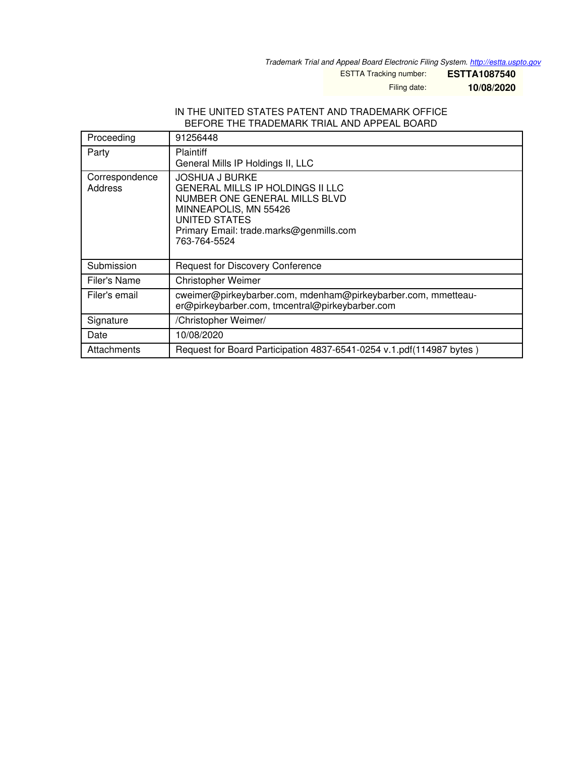*Trademark Trial and Appeal Board Electronic Filing System. http://estta.uspto.gov*

ESTTA Tracking number: **ESTTA1087540**

Filing date: **10/08/2020**

IN THE UNITED STATES PATENT AND TRADEMARK OFFICE
BEFORE THE TRADEMARK TRIAL AND APPEAL BOARD

| Proceeding | 91256448 |
|---|---|
| Party | Plaintiff<br>General Mills IP Holdings II, LLC |
| Correspondence Address | JOSHUA J BURKE<br>GENERAL MILLS IP HOLDINGS II LLC<br>NUMBER ONE GENERAL MILLS BLVD<br>MINNEAPOLIS, MN 55426<br>UNITED STATES<br>Primary Email: trade.marks@genmills.com<br>763-764-5524 |
| Submission | Request for Discovery Conference |
| Filer's Name | Christopher Weimer |
| Filer's email | cweimer@pirkeybarber.com, mdenham@pirkeybarber.com, mmetteau-er@pirkeybarber.com, tmcentral@pirkeybarber.com |
| Signature | /Christopher Weimer/ |
| Date | 10/08/2020 |
| Attachments | Request for Board Participation 4837-6541-0254 v.1.pdf(114987 bytes ) |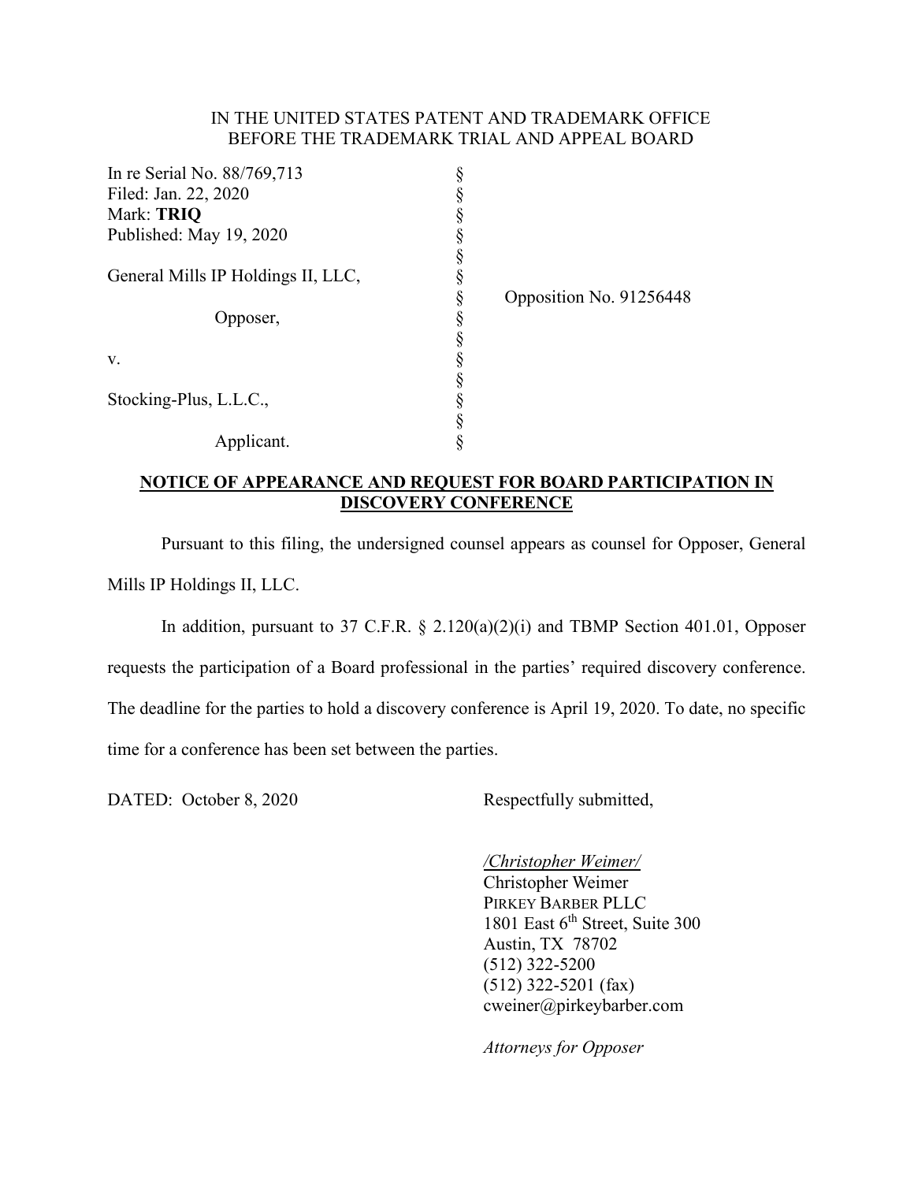IN THE UNITED STATES PATENT AND TRADEMARK OFFICE
BEFORE THE TRADEMARK TRIAL AND APPEAL BOARD

| | | |
|---|---|---|
| In re Serial No. 88/769,713 | § | |
| Filed: Jan. 22, 2020 | § | |
| Mark: **TRIQ** | § | |
| Published: May 19, 2020 | § | |
| | § | |
| General Mills IP Holdings II, LLC, | § | |
| | § | Opposition No. 91256448 |
| Opposer, | § | |
| | § | |
| v. | § | |
| | § | |
| Stocking-Plus, L.L.C., | § | |
| | § | |
| Applicant. | § | |

**NOTICE OF APPEARANCE AND REQUEST FOR BOARD PARTICIPATION IN DISCOVERY CONFERENCE**

Pursuant to this filing, the undersigned counsel appears as counsel for Opposer, General Mills IP Holdings II, LLC.

In addition, pursuant to 37 C.F.R. § 2.120(a)(2)(i) and TBMP Section 401.01, Opposer requests the participation of a Board professional in the parties' required discovery conference. The deadline for the parties to hold a discovery conference is April 19, 2020. To date, no specific time for a conference has been set between the parties.

DATED: October 8, 2020

Respectfully submitted,

*/Christopher Weimer/*
Christopher Weimer
PIRKEY BARBER PLLC
1801 East 6th Street, Suite 300
Austin, TX 78702
(512) 322-5200
(512) 322-5201 (fax)
cweiner@pirkeybarber.com

*Attorneys for Opposer*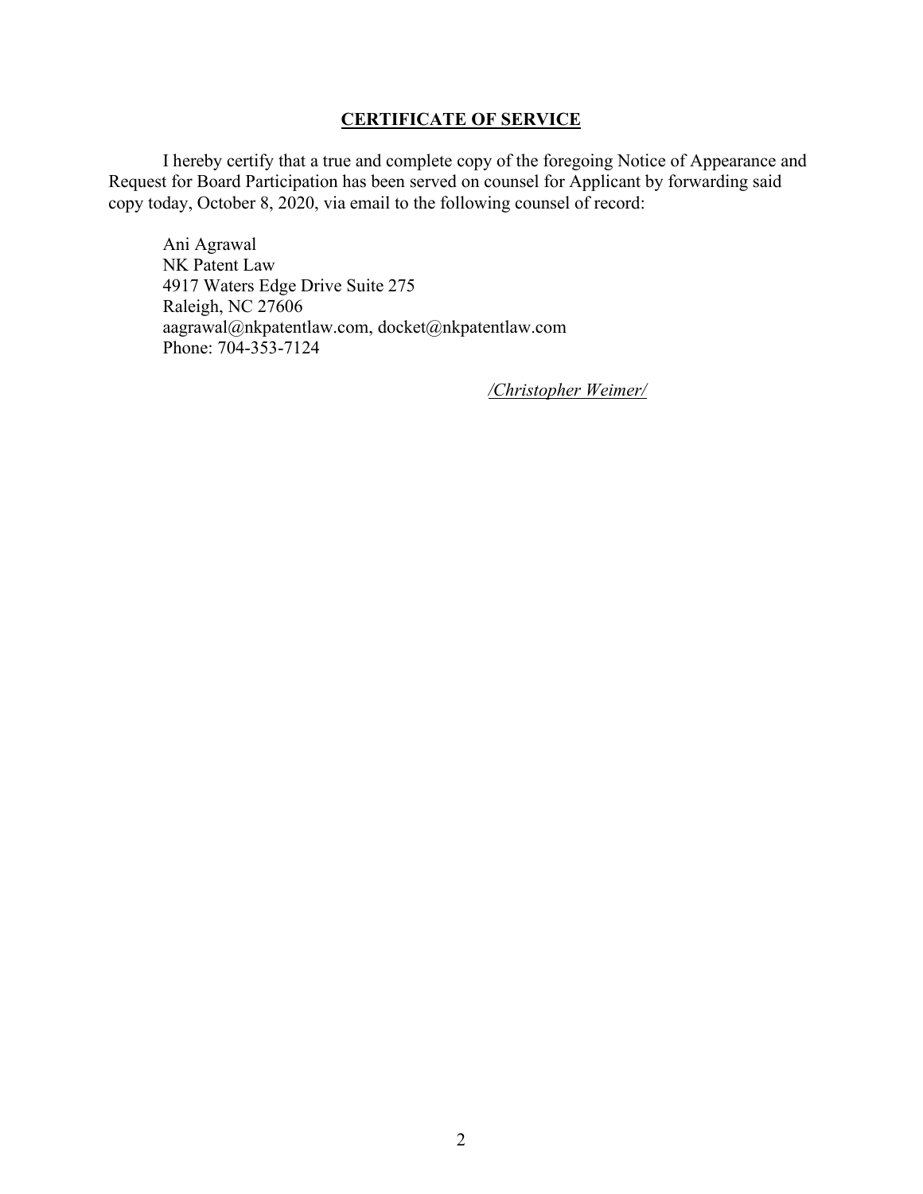## CERTIFICATE OF SERVICE

I hereby certify that a true and complete copy of the foregoing Notice of Appearance and Request for Board Participation has been served on counsel for Applicant by forwarding said copy today, October 8, 2020, via email to the following counsel of record:

Ani Agrawal
NK Patent Law
4917 Waters Edge Drive Suite 275
Raleigh, NC 27606
aagrawal@nkpatentlaw.com, docket@nkpatentlaw.com
Phone: 704-353-7124

/Christopher Weimer/